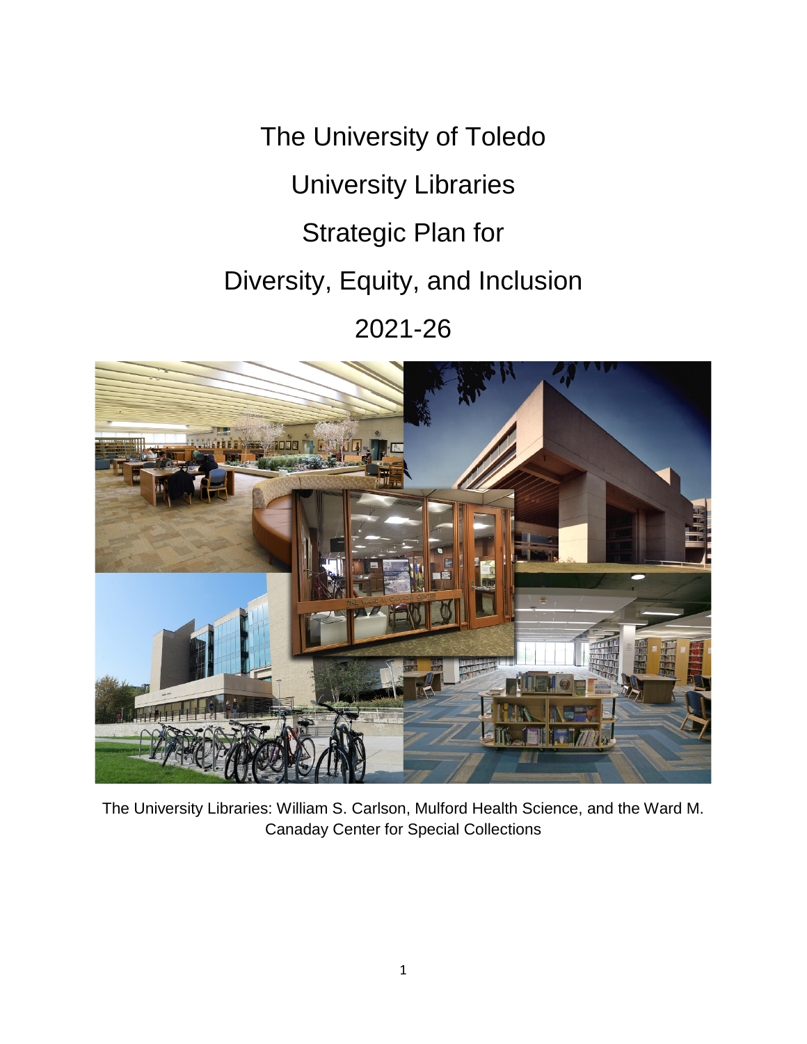# The University of Toledo

# University Libraries

# Strategic Plan for

# Diversity, Equity, and Inclusion

# 2021-26

The University Libraries: William S. Carlson, Mulford Health Science, and the Ward M. Canaday Center for Special Collections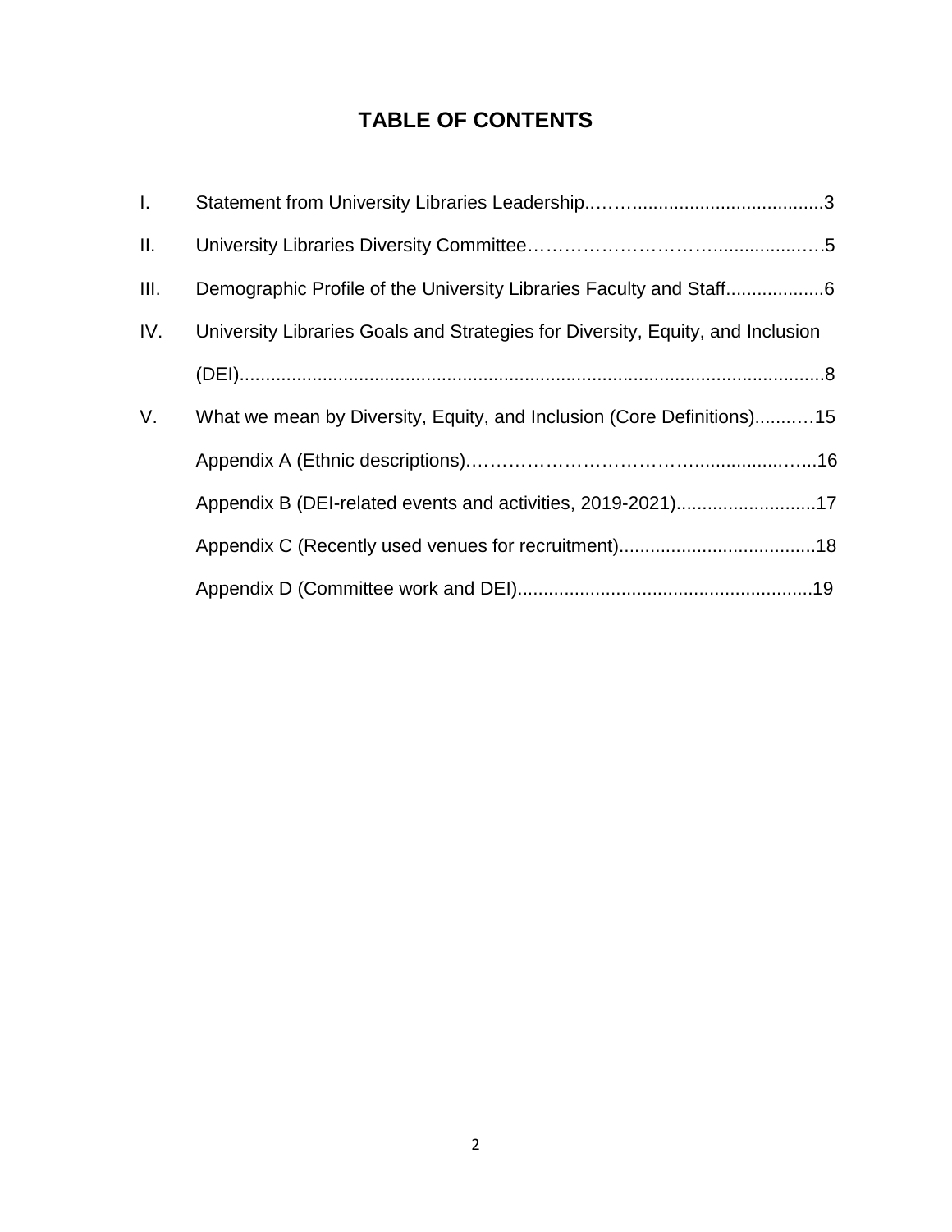# TABLE OF CONTENTS

I. Statement from University Libraries Leadership....................................................3

II. University Libraries Diversity Committee....................................................5

III. Demographic Profile of the University Libraries Faculty and Staff...................6

IV. University Libraries Goals and Strategies for Diversity, Equity, and Inclusion (DEI)....................................................8

V. What we mean by Diversity, Equity, and Inclusion (Core Definitions)..........15

Appendix A (Ethnic descriptions)....................................................16

Appendix B (DEI-related events and activities, 2019-2021)...........................17

Appendix C (Recently used venues for recruitment)......................................18

Appendix D (Committee work and DEI).........................................................19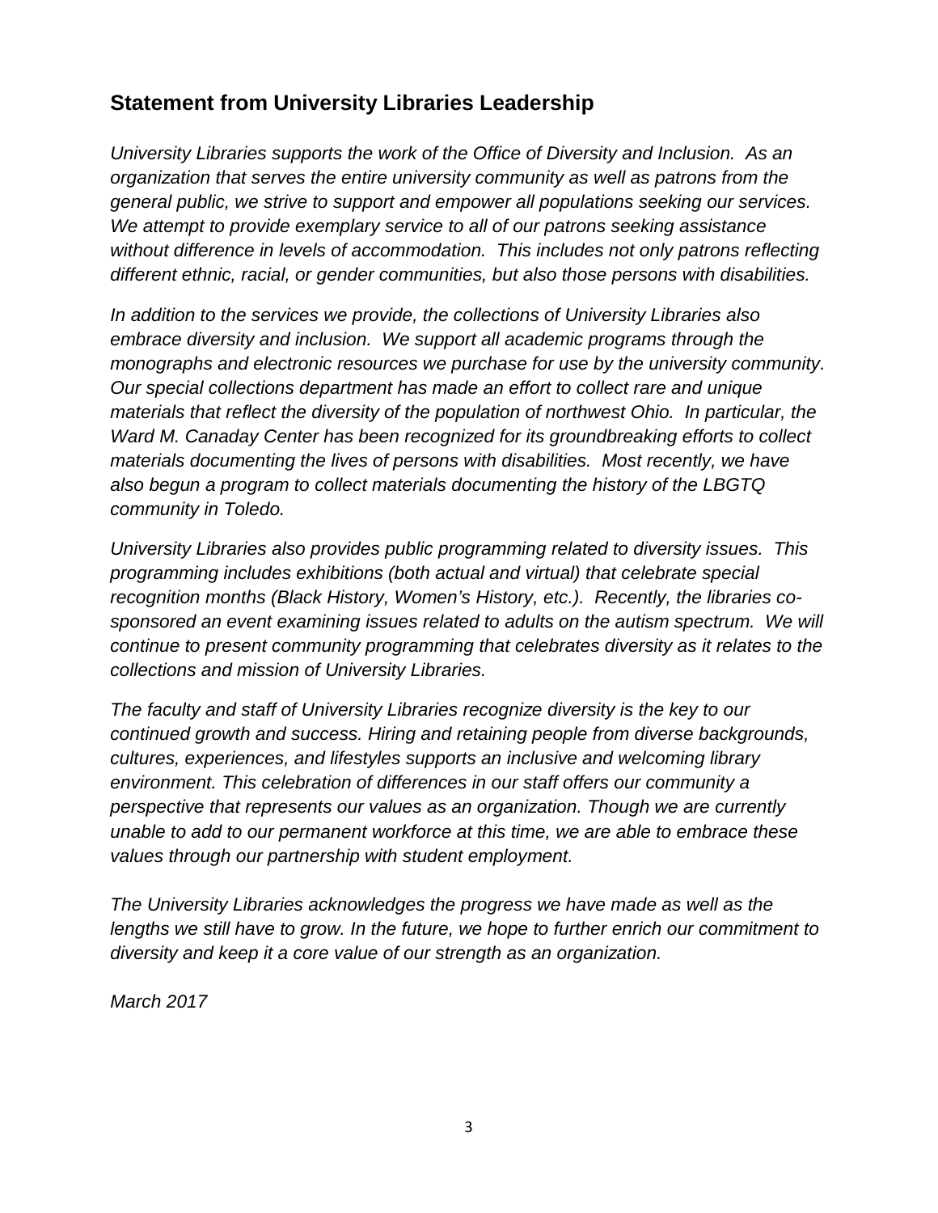## Statement from University Libraries Leadership

*University Libraries supports the work of the Office of Diversity and Inclusion. As an organization that serves the entire university community as well as patrons from the general public, we strive to support and empower all populations seeking our services. We attempt to provide exemplary service to all of our patrons seeking assistance without difference in levels of accommodation. This includes not only patrons reflecting different ethnic, racial, or gender communities, but also those persons with disabilities.*

*In addition to the services we provide, the collections of University Libraries also embrace diversity and inclusion. We support all academic programs through the monographs and electronic resources we purchase for use by the university community. Our special collections department has made an effort to collect rare and unique materials that reflect the diversity of the population of northwest Ohio. In particular, the Ward M. Canaday Center has been recognized for its groundbreaking efforts to collect materials documenting the lives of persons with disabilities. Most recently, we have also begun a program to collect materials documenting the history of the LBGTQ community in Toledo.*

*University Libraries also provides public programming related to diversity issues. This programming includes exhibitions (both actual and virtual) that celebrate special recognition months (Black History, Women's History, etc.). Recently, the libraries co-sponsored an event examining issues related to adults on the autism spectrum. We will continue to present community programming that celebrates diversity as it relates to the collections and mission of University Libraries.*

*The faculty and staff of University Libraries recognize diversity is the key to our continued growth and success. Hiring and retaining people from diverse backgrounds, cultures, experiences, and lifestyles supports an inclusive and welcoming library environment. This celebration of differences in our staff offers our community a perspective that represents our values as an organization. Though we are currently unable to add to our permanent workforce at this time, we are able to embrace these values through our partnership with student employment.*

*The University Libraries acknowledges the progress we have made as well as the lengths we still have to grow. In the future, we hope to further enrich our commitment to diversity and keep it a core value of our strength as an organization.*

*March 2017*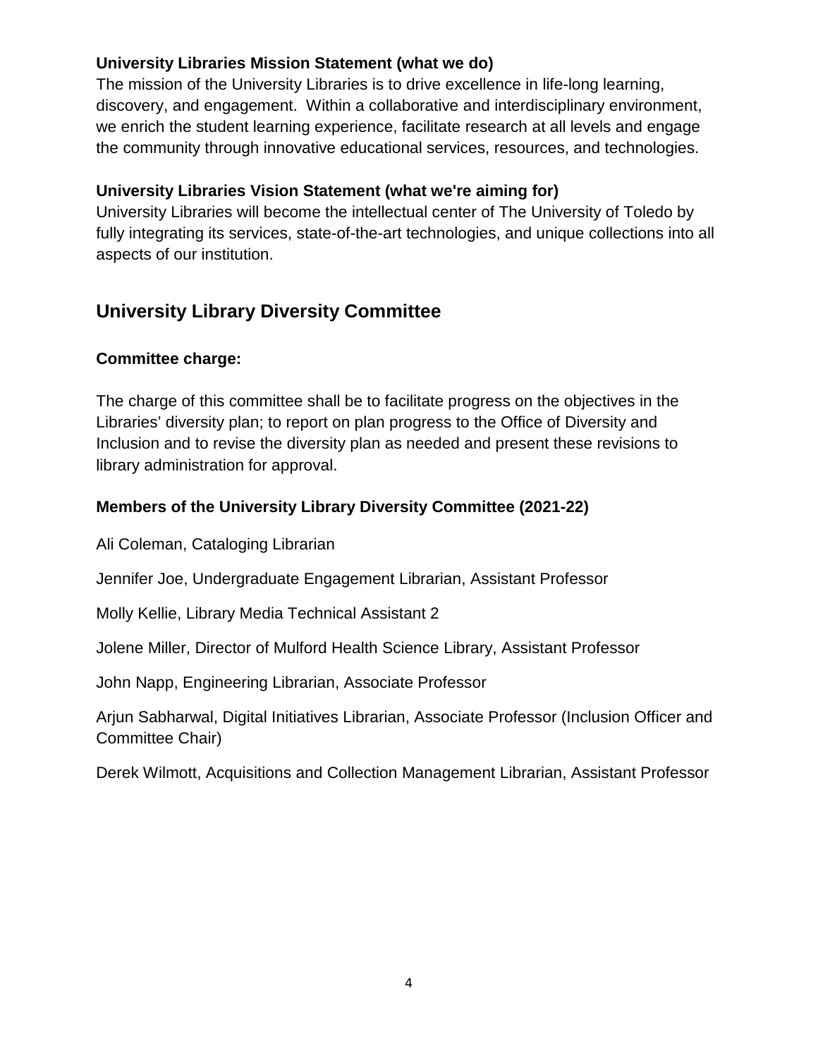**University Libraries Mission Statement (what we do)**

The mission of the University Libraries is to drive excellence in life-long learning, discovery, and engagement. Within a collaborative and interdisciplinary environment, we enrich the student learning experience, facilitate research at all levels and engage the community through innovative educational services, resources, and technologies.

**University Libraries Vision Statement (what we're aiming for)**

University Libraries will become the intellectual center of The University of Toledo by fully integrating its services, state-of-the-art technologies, and unique collections into all aspects of our institution.

## University Library Diversity Committee

### Committee charge:

The charge of this committee shall be to facilitate progress on the objectives in the Libraries' diversity plan; to report on plan progress to the Office of Diversity and Inclusion and to revise the diversity plan as needed and present these revisions to library administration for approval.

### Members of the University Library Diversity Committee (2021-22)

Ali Coleman, Cataloging Librarian

Jennifer Joe, Undergraduate Engagement Librarian, Assistant Professor

Molly Kellie, Library Media Technical Assistant 2

Jolene Miller, Director of Mulford Health Science Library, Assistant Professor

John Napp, Engineering Librarian, Associate Professor

Arjun Sabharwal, Digital Initiatives Librarian, Associate Professor (Inclusion Officer and Committee Chair)

Derek Wilmott, Acquisitions and Collection Management Librarian, Assistant Professor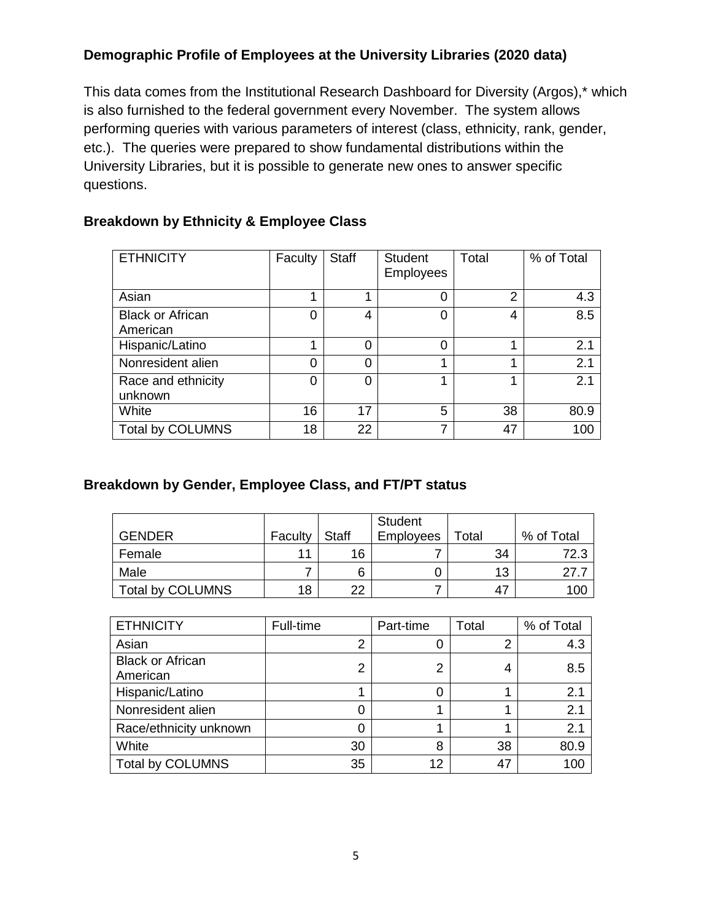### Demographic Profile of Employees at the University Libraries (2020 data)

This data comes from the Institutional Research Dashboard for Diversity (Argos),* which is also furnished to the federal government every November. The system allows performing queries with various parameters of interest (class, ethnicity, rank, gender, etc.). The queries were prepared to show fundamental distributions within the University Libraries, but it is possible to generate new ones to answer specific questions.

### Breakdown by Ethnicity & Employee Class

| ETHNICITY | Faculty | Staff | Student Employees | Total | % of Total |
|---|---|---|---|---|---|
| Asian | 1 | 1 | 0 | 2 | 4.3 |
| Black or African American | 0 | 4 | 0 | 4 | 8.5 |
| Hispanic/Latino | 1 | 0 | 0 | 1 | 2.1 |
| Nonresident alien | 0 | 0 | 1 | 1 | 2.1 |
| Race and ethnicity unknown | 0 | 0 | 1 | 1 | 2.1 |
| White | 16 | 17 | 5 | 38 | 80.9 |
| Total by COLUMNS | 18 | 22 | 7 | 47 | 100 |

### Breakdown by Gender, Employee Class, and FT/PT status

| GENDER | Faculty | Staff | Student Employees | Total | % of Total |
|---|---|---|---|---|---|
| Female | 11 | 16 | 7 | 34 | 72.3 |
| Male | 7 | 6 | 0 | 13 | 27.7 |
| Total by COLUMNS | 18 | 22 | 7 | 47 | 100 |

| ETHNICITY | Full-time | Part-time | Total | % of Total |
|---|---|---|---|---|
| Asian | 2 | 0 | 2 | 4.3 |
| Black or African American | 2 | 2 | 4 | 8.5 |
| Hispanic/Latino | 1 | 0 | 1 | 2.1 |
| Nonresident alien | 0 | 1 | 1 | 2.1 |
| Race/ethnicity unknown | 0 | 1 | 1 | 2.1 |
| White | 30 | 8 | 38 | 80.9 |
| Total by COLUMNS | 35 | 12 | 47 | 100 |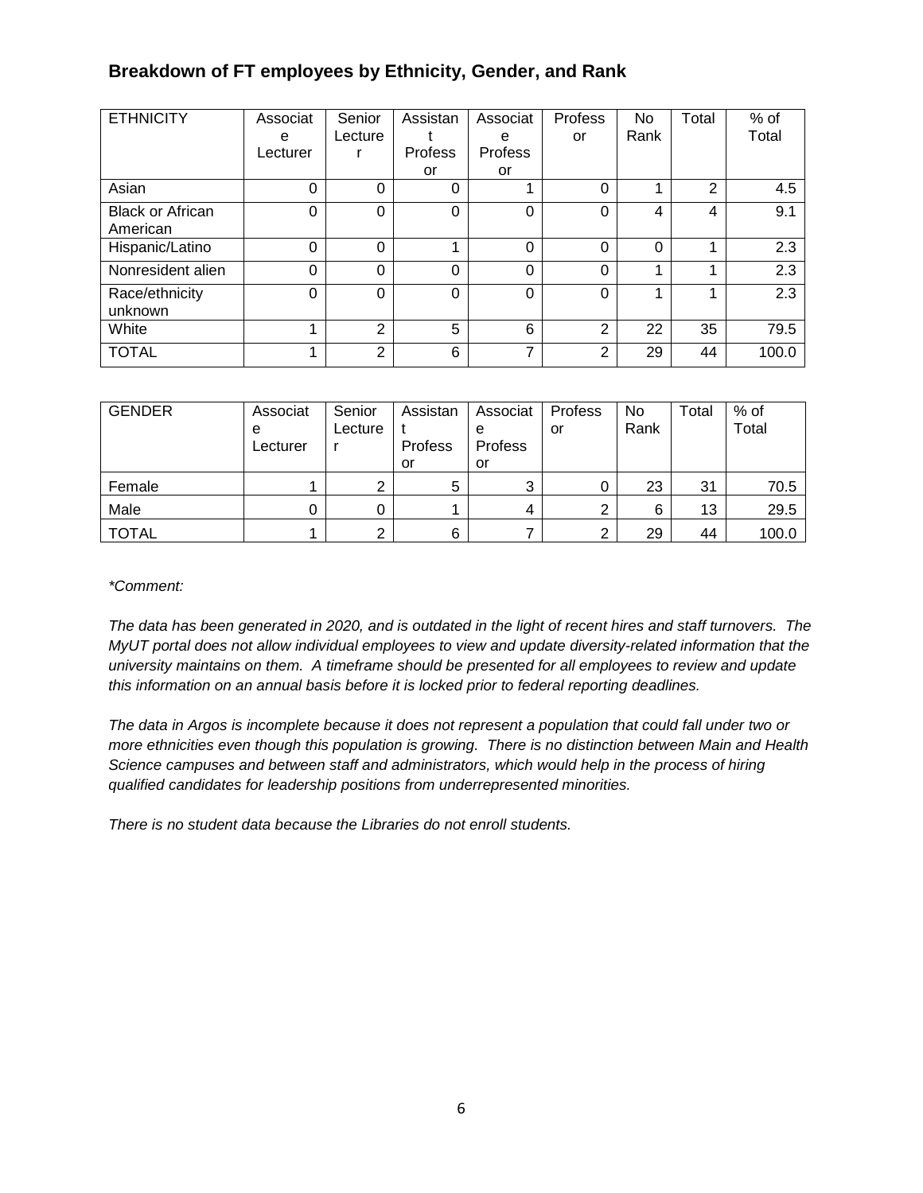### Breakdown of FT employees by Ethnicity, Gender, and Rank

| ETHNICITY | Associate Lecturer | Senior Lecturer | Assistant Professor | Associate Professor | Professor | No Rank | Total | % of Total |
|---|---|---|---|---|---|---|---|---|
| Asian | 0 | 0 | 0 | 1 | 0 | 1 | 2 | 4.5 |
| Black or African American | 0 | 0 | 0 | 0 | 0 | 4 | 4 | 9.1 |
| Hispanic/Latino | 0 | 0 | 1 | 0 | 0 | 0 | 1 | 2.3 |
| Nonresident alien | 0 | 0 | 0 | 0 | 0 | 1 | 1 | 2.3 |
| Race/ethnicity unknown | 0 | 0 | 0 | 0 | 0 | 1 | 1 | 2.3 |
| White | 1 | 2 | 5 | 6 | 2 | 22 | 35 | 79.5 |
| TOTAL | 1 | 2 | 6 | 7 | 2 | 29 | 44 | 100.0 |

| GENDER | Associate Lecturer | Senior Lecturer | Assistant Professor | Associate Professor | Professor | No Rank | Total | % of Total |
|---|---|---|---|---|---|---|---|---|
| Female | 1 | 2 | 5 | 3 | 0 | 23 | 31 | 70.5 |
| Male | 0 | 0 | 1 | 4 | 2 | 6 | 13 | 29.5 |
| TOTAL | 1 | 2 | 6 | 7 | 2 | 29 | 44 | 100.0 |

*\*Comment:*

*The data has been generated in 2020, and is outdated in the light of recent hires and staff turnovers. The MyUT portal does not allow individual employees to view and update diversity-related information that the university maintains on them. A timeframe should be presented for all employees to review and update this information on an annual basis before it is locked prior to federal reporting deadlines.*

*The data in Argos is incomplete because it does not represent a population that could fall under two or more ethnicities even though this population is growing. There is no distinction between Main and Health Science campuses and between staff and administrators, which would help in the process of hiring qualified candidates for leadership positions from underrepresented minorities.*

*There is no student data because the Libraries do not enroll students.*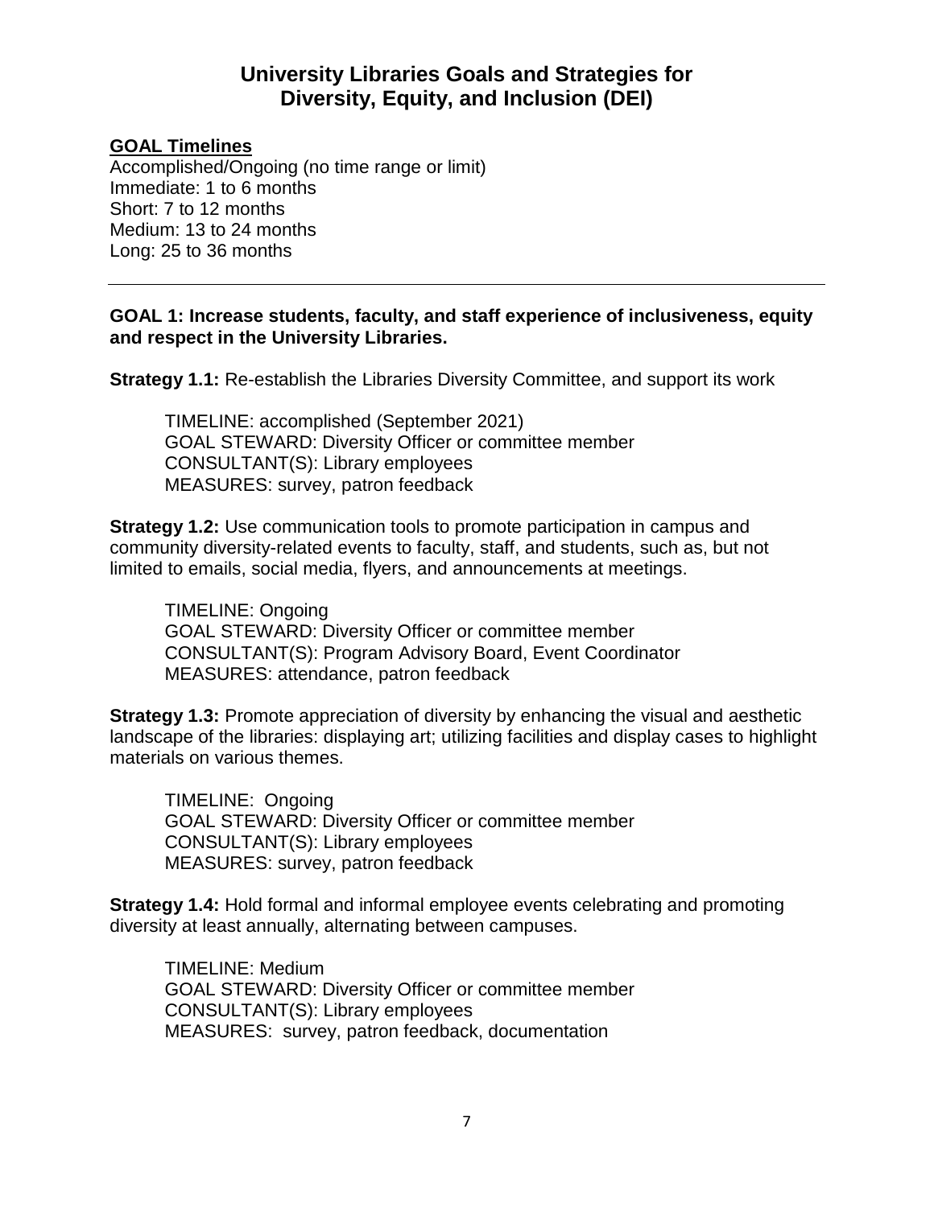# University Libraries Goals and Strategies for Diversity, Equity, and Inclusion (DEI)

**GOAL Timelines**

Accomplished/Ongoing (no time range or limit)
Immediate: 1 to 6 months
Short: 7 to 12 months
Medium: 13 to 24 months
Long: 25 to 36 months

---

**GOAL 1: Increase students, faculty, and staff experience of inclusiveness, equity and respect in the University Libraries.**

**Strategy 1.1:** Re-establish the Libraries Diversity Committee, and support its work

> TIMELINE: accomplished (September 2021)
> GOAL STEWARD: Diversity Officer or committee member
> CONSULTANT(S): Library employees
> MEASURES: survey, patron feedback

**Strategy 1.2:** Use communication tools to promote participation in campus and community diversity-related events to faculty, staff, and students, such as, but not limited to emails, social media, flyers, and announcements at meetings.

> TIMELINE: Ongoing
> GOAL STEWARD: Diversity Officer or committee member
> CONSULTANT(S): Program Advisory Board, Event Coordinator
> MEASURES: attendance, patron feedback

**Strategy 1.3:** Promote appreciation of diversity by enhancing the visual and aesthetic landscape of the libraries: displaying art; utilizing facilities and display cases to highlight materials on various themes.

> TIMELINE: Ongoing
> GOAL STEWARD: Diversity Officer or committee member
> CONSULTANT(S): Library employees
> MEASURES: survey, patron feedback

**Strategy 1.4:** Hold formal and informal employee events celebrating and promoting diversity at least annually, alternating between campuses.

> TIMELINE: Medium
> GOAL STEWARD: Diversity Officer or committee member
> CONSULTANT(S): Library employees
> MEASURES: survey, patron feedback, documentation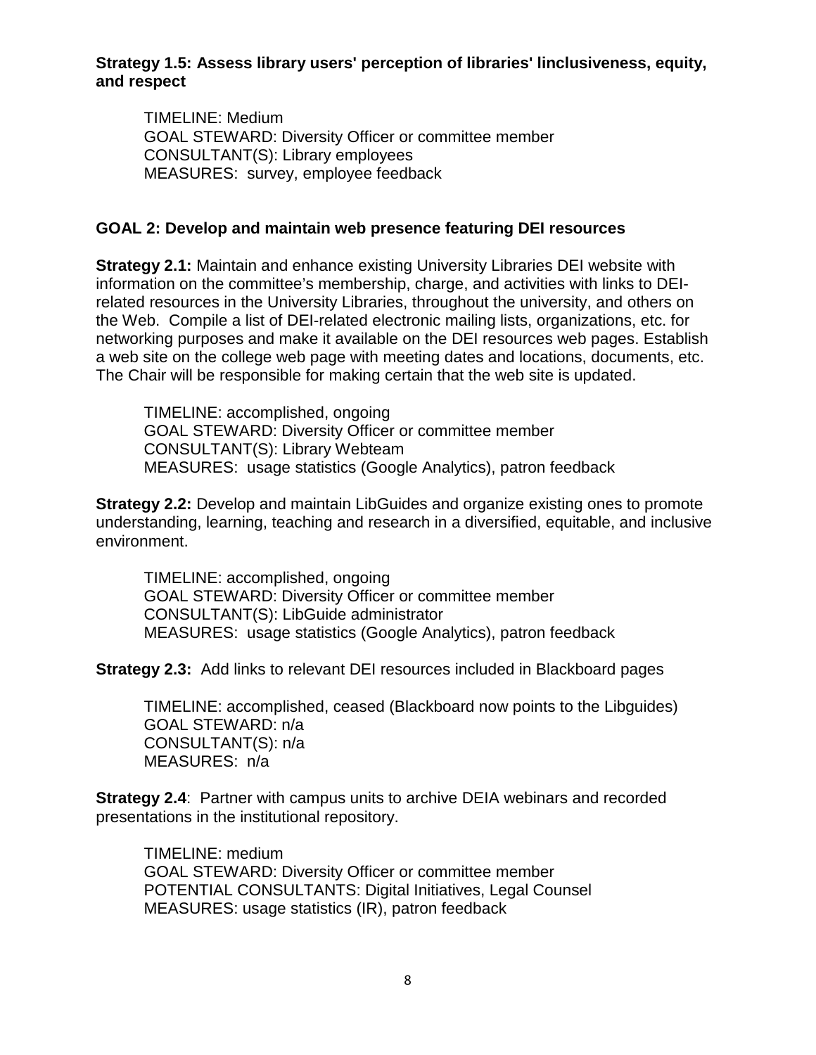**Strategy 1.5: Assess library users' perception of libraries' linclusiveness, equity, and respect**

TIMELINE: Medium
GOAL STEWARD: Diversity Officer or committee member
CONSULTANT(S): Library employees
MEASURES: survey, employee feedback

## GOAL 2: Develop and maintain web presence featuring DEI resources

**Strategy 2.1:** Maintain and enhance existing University Libraries DEI website with information on the committee's membership, charge, and activities with links to DEI-related resources in the University Libraries, throughout the university, and others on the Web. Compile a list of DEI-related electronic mailing lists, organizations, etc. for networking purposes and make it available on the DEI resources web pages. Establish a web site on the college web page with meeting dates and locations, documents, etc. The Chair will be responsible for making certain that the web site is updated.

TIMELINE: accomplished, ongoing
GOAL STEWARD: Diversity Officer or committee member
CONSULTANT(S): Library Webteam
MEASURES: usage statistics (Google Analytics), patron feedback

**Strategy 2.2:** Develop and maintain LibGuides and organize existing ones to promote understanding, learning, teaching and research in a diversified, equitable, and inclusive environment.

TIMELINE: accomplished, ongoing
GOAL STEWARD: Diversity Officer or committee member
CONSULTANT(S): LibGuide administrator
MEASURES: usage statistics (Google Analytics), patron feedback

**Strategy 2.3:** Add links to relevant DEI resources included in Blackboard pages

TIMELINE: accomplished, ceased (Blackboard now points to the Libguides)
GOAL STEWARD: n/a
CONSULTANT(S): n/a
MEASURES: n/a

**Strategy 2.4**: Partner with campus units to archive DEIA webinars and recorded presentations in the institutional repository.

TIMELINE: medium
GOAL STEWARD: Diversity Officer or committee member
POTENTIAL CONSULTANTS: Digital Initiatives, Legal Counsel
MEASURES: usage statistics (IR), patron feedback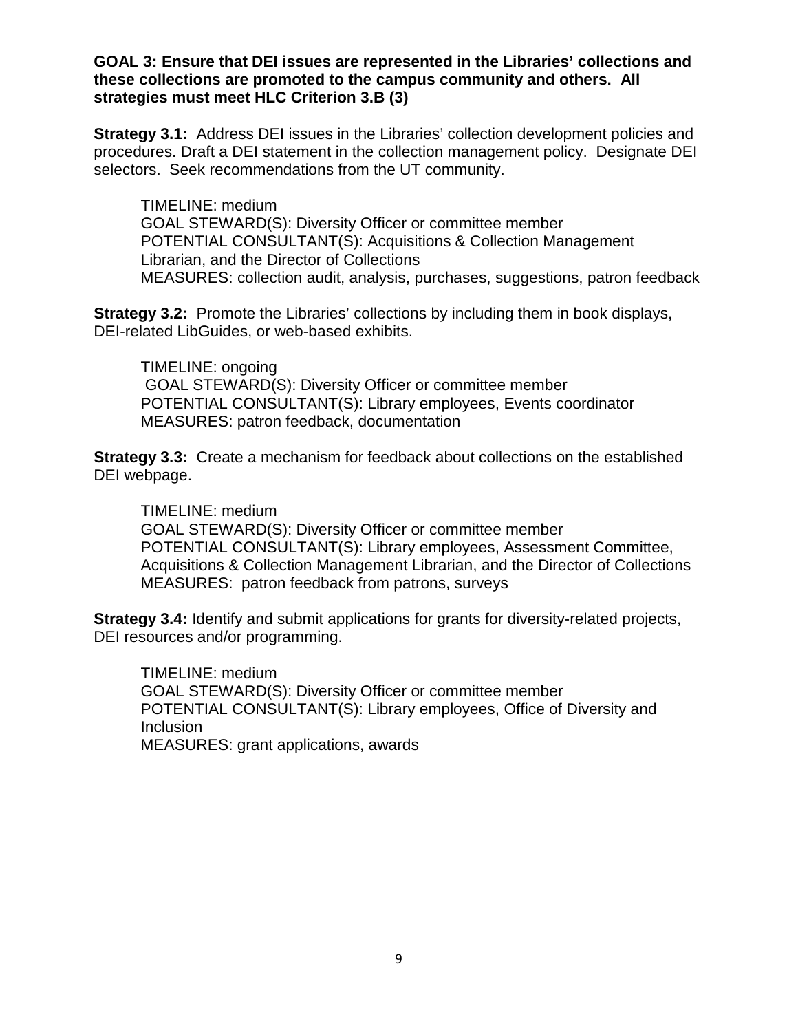**GOAL 3: Ensure that DEI issues are represented in the Libraries' collections and these collections are promoted to the campus community and others. All strategies must meet HLC Criterion 3.B (3)**

**Strategy 3.1:** Address DEI issues in the Libraries' collection development policies and procedures. Draft a DEI statement in the collection management policy. Designate DEI selectors. Seek recommendations from the UT community.

> TIMELINE: medium
> GOAL STEWARD(S): Diversity Officer or committee member
> POTENTIAL CONSULTANT(S): Acquisitions & Collection Management Librarian, and the Director of Collections
> MEASURES: collection audit, analysis, purchases, suggestions, patron feedback

**Strategy 3.2:** Promote the Libraries' collections by including them in book displays, DEI-related LibGuides, or web-based exhibits.

> TIMELINE: ongoing
> GOAL STEWARD(S): Diversity Officer or committee member
> POTENTIAL CONSULTANT(S): Library employees, Events coordinator
> MEASURES: patron feedback, documentation

**Strategy 3.3:** Create a mechanism for feedback about collections on the established DEI webpage.

> TIMELINE: medium
> GOAL STEWARD(S): Diversity Officer or committee member
> POTENTIAL CONSULTANT(S): Library employees, Assessment Committee, Acquisitions & Collection Management Librarian, and the Director of Collections
> MEASURES: patron feedback from patrons, surveys

**Strategy 3.4:** Identify and submit applications for grants for diversity-related projects, DEI resources and/or programming.

> TIMELINE: medium
> GOAL STEWARD(S): Diversity Officer or committee member
> POTENTIAL CONSULTANT(S): Library employees, Office of Diversity and Inclusion
> MEASURES: grant applications, awards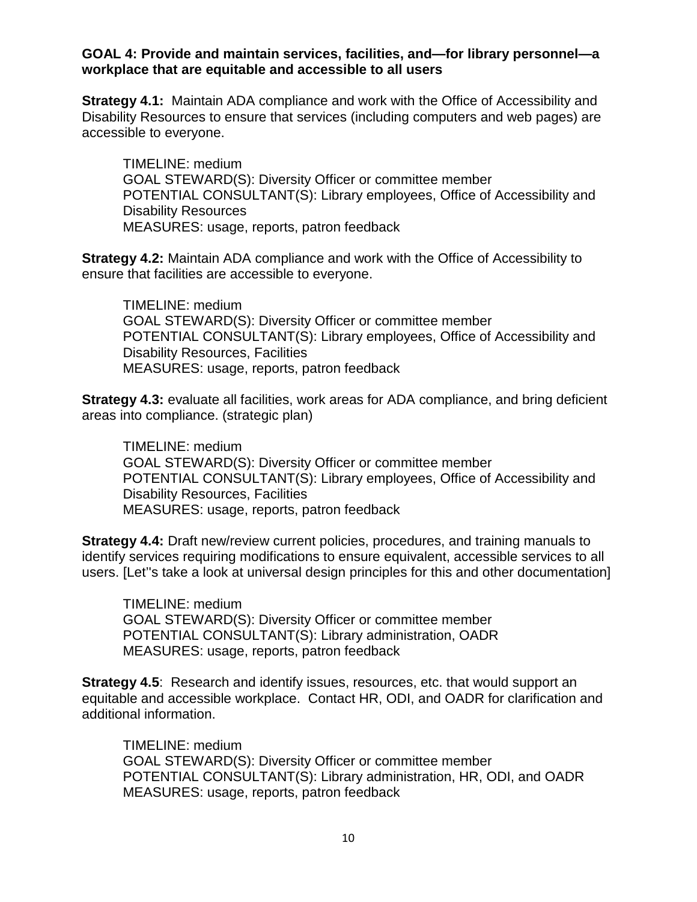**GOAL 4: Provide and maintain services, facilities, and—for library personnel—a workplace that are equitable and accessible to all users**

**Strategy 4.1:** Maintain ADA compliance and work with the Office of Accessibility and Disability Resources to ensure that services (including computers and web pages) are accessible to everyone.

> TIMELINE: medium
> GOAL STEWARD(S): Diversity Officer or committee member
> POTENTIAL CONSULTANT(S): Library employees, Office of Accessibility and Disability Resources
> MEASURES: usage, reports, patron feedback

**Strategy 4.2:** Maintain ADA compliance and work with the Office of Accessibility to ensure that facilities are accessible to everyone.

> TIMELINE: medium
> GOAL STEWARD(S): Diversity Officer or committee member
> POTENTIAL CONSULTANT(S): Library employees, Office of Accessibility and Disability Resources, Facilities
> MEASURES: usage, reports, patron feedback

**Strategy 4.3:** evaluate all facilities, work areas for ADA compliance, and bring deficient areas into compliance. (strategic plan)

> TIMELINE: medium
> GOAL STEWARD(S): Diversity Officer or committee member
> POTENTIAL CONSULTANT(S): Library employees, Office of Accessibility and Disability Resources, Facilities
> MEASURES: usage, reports, patron feedback

**Strategy 4.4:** Draft new/review current policies, procedures, and training manuals to identify services requiring modifications to ensure equivalent, accessible services to all users. [Let''s take a look at universal design principles for this and other documentation]

> TIMELINE: medium
> GOAL STEWARD(S): Diversity Officer or committee member
> POTENTIAL CONSULTANT(S): Library administration, OADR
> MEASURES: usage, reports, patron feedback

**Strategy 4.5**: Research and identify issues, resources, etc. that would support an equitable and accessible workplace. Contact HR, ODI, and OADR for clarification and additional information.

> TIMELINE: medium
> GOAL STEWARD(S): Diversity Officer or committee member
> POTENTIAL CONSULTANT(S): Library administration, HR, ODI, and OADR
> MEASURES: usage, reports, patron feedback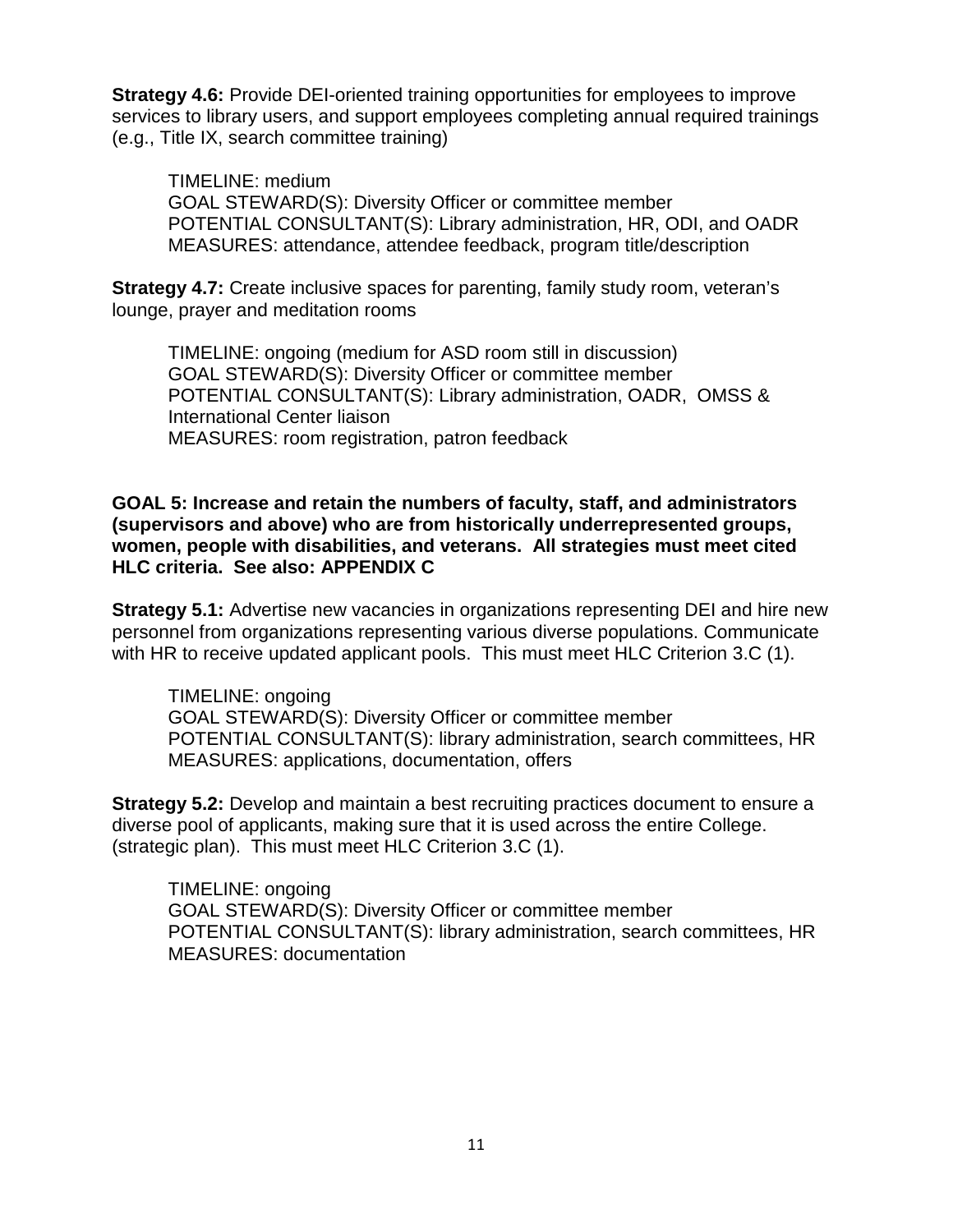**Strategy 4.6:** Provide DEI-oriented training opportunities for employees to improve services to library users, and support employees completing annual required trainings (e.g., Title IX, search committee training)

TIMELINE: medium
GOAL STEWARD(S): Diversity Officer or committee member
POTENTIAL CONSULTANT(S): Library administration, HR, ODI, and OADR
MEASURES: attendance, attendee feedback, program title/description

**Strategy 4.7:** Create inclusive spaces for parenting, family study room, veteran's lounge, prayer and meditation rooms

TIMELINE: ongoing (medium for ASD room still in discussion)
GOAL STEWARD(S): Diversity Officer or committee member
POTENTIAL CONSULTANT(S): Library administration, OADR, OMSS & International Center liaison
MEASURES: room registration, patron feedback

**GOAL 5: Increase and retain the numbers of faculty, staff, and administrators (supervisors and above) who are from historically underrepresented groups, women, people with disabilities, and veterans. All strategies must meet cited HLC criteria. See also: APPENDIX C**

**Strategy 5.1:** Advertise new vacancies in organizations representing DEI and hire new personnel from organizations representing various diverse populations. Communicate with HR to receive updated applicant pools. This must meet HLC Criterion 3.C (1).

TIMELINE: ongoing
GOAL STEWARD(S): Diversity Officer or committee member
POTENTIAL CONSULTANT(S): library administration, search committees, HR
MEASURES: applications, documentation, offers

**Strategy 5.2:** Develop and maintain a best recruiting practices document to ensure a diverse pool of applicants, making sure that it is used across the entire College. (strategic plan). This must meet HLC Criterion 3.C (1).

TIMELINE: ongoing
GOAL STEWARD(S): Diversity Officer or committee member
POTENTIAL CONSULTANT(S): library administration, search committees, HR
MEASURES: documentation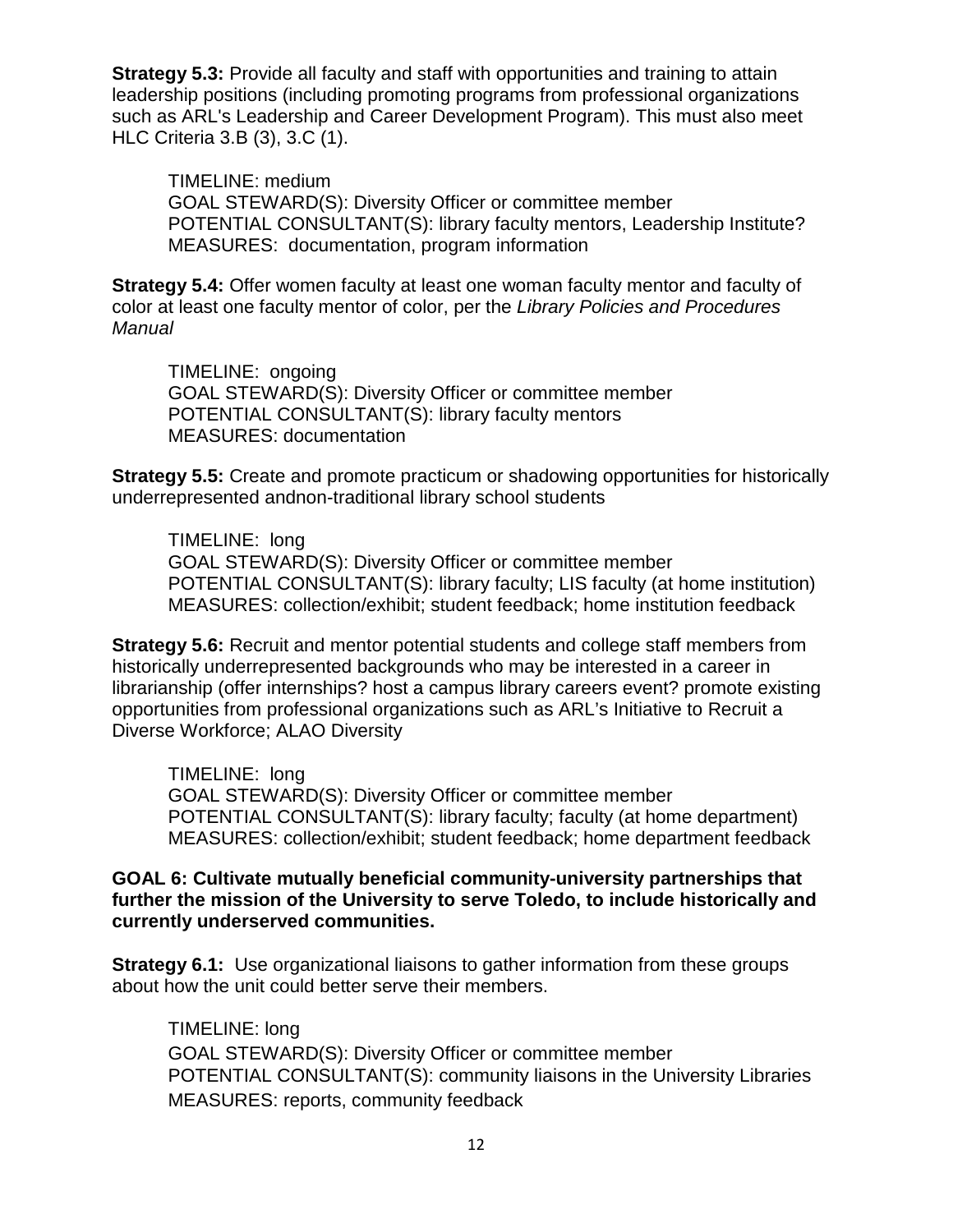**Strategy 5.3:** Provide all faculty and staff with opportunities and training to attain leadership positions (including promoting programs from professional organizations such as ARL's Leadership and Career Development Program). This must also meet HLC Criteria 3.B (3), 3.C (1).

TIMELINE: medium
GOAL STEWARD(S): Diversity Officer or committee member
POTENTIAL CONSULTANT(S): library faculty mentors, Leadership Institute?
MEASURES: documentation, program information

**Strategy 5.4:** Offer women faculty at least one woman faculty mentor and faculty of color at least one faculty mentor of color, per the *Library Policies and Procedures Manual*

TIMELINE: ongoing
GOAL STEWARD(S): Diversity Officer or committee member
POTENTIAL CONSULTANT(S): library faculty mentors
MEASURES: documentation

**Strategy 5.5:** Create and promote practicum or shadowing opportunities for historically underrepresented andnon-traditional library school students

TIMELINE: long
GOAL STEWARD(S): Diversity Officer or committee member
POTENTIAL CONSULTANT(S): library faculty; LIS faculty (at home institution)
MEASURES: collection/exhibit; student feedback; home institution feedback

**Strategy 5.6:** Recruit and mentor potential students and college staff members from historically underrepresented backgrounds who may be interested in a career in librarianship (offer internships? host a campus library careers event? promote existing opportunities from professional organizations such as ARL's Initiative to Recruit a Diverse Workforce; ALAO Diversity

TIMELINE: long
GOAL STEWARD(S): Diversity Officer or committee member
POTENTIAL CONSULTANT(S): library faculty; faculty (at home department)
MEASURES: collection/exhibit; student feedback; home department feedback

**GOAL 6: Cultivate mutually beneficial community-university partnerships that further the mission of the University to serve Toledo, to include historically and currently underserved communities.**

**Strategy 6.1:** Use organizational liaisons to gather information from these groups about how the unit could better serve their members.

TIMELINE: long
GOAL STEWARD(S): Diversity Officer or committee member
POTENTIAL CONSULTANT(S): community liaisons in the University Libraries
MEASURES: reports, community feedback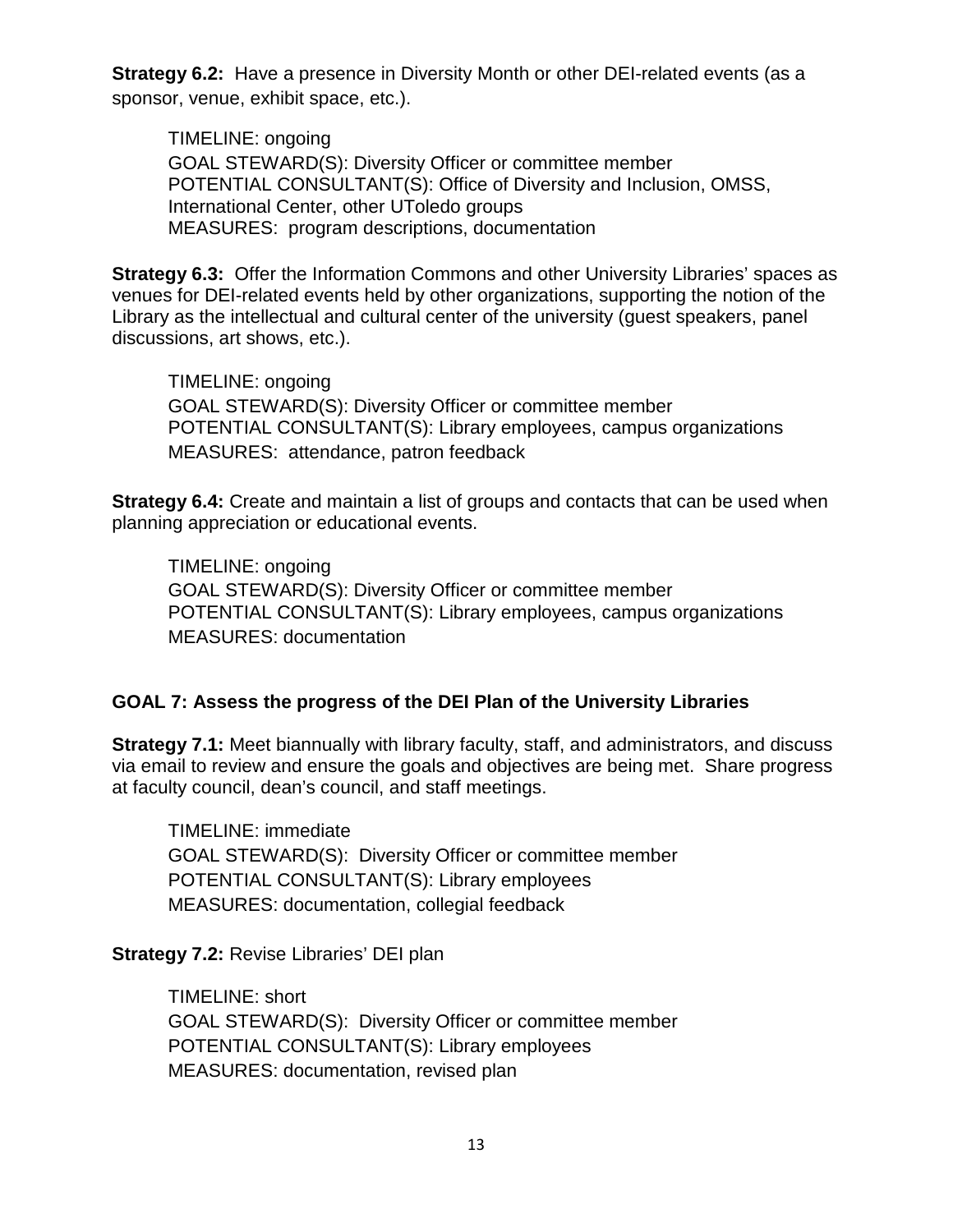**Strategy 6.2:** Have a presence in Diversity Month or other DEI-related events (as a sponsor, venue, exhibit space, etc.).

TIMELINE: ongoing
GOAL STEWARD(S): Diversity Officer or committee member
POTENTIAL CONSULTANT(S): Office of Diversity and Inclusion, OMSS, International Center, other UToledo groups
MEASURES: program descriptions, documentation

**Strategy 6.3:** Offer the Information Commons and other University Libraries' spaces as venues for DEI-related events held by other organizations, supporting the notion of the Library as the intellectual and cultural center of the university (guest speakers, panel discussions, art shows, etc.).

TIMELINE: ongoing
GOAL STEWARD(S): Diversity Officer or committee member
POTENTIAL CONSULTANT(S): Library employees, campus organizations
MEASURES: attendance, patron feedback

**Strategy 6.4:** Create and maintain a list of groups and contacts that can be used when planning appreciation or educational events.

TIMELINE: ongoing
GOAL STEWARD(S): Diversity Officer or committee member
POTENTIAL CONSULTANT(S): Library employees, campus organizations
MEASURES: documentation

## GOAL 7: Assess the progress of the DEI Plan of the University Libraries

**Strategy 7.1:** Meet biannually with library faculty, staff, and administrators, and discuss via email to review and ensure the goals and objectives are being met. Share progress at faculty council, dean's council, and staff meetings.

TIMELINE: immediate
GOAL STEWARD(S): Diversity Officer or committee member
POTENTIAL CONSULTANT(S): Library employees
MEASURES: documentation, collegial feedback

**Strategy 7.2:** Revise Libraries' DEI plan

TIMELINE: short
GOAL STEWARD(S): Diversity Officer or committee member
POTENTIAL CONSULTANT(S): Library employees
MEASURES: documentation, revised plan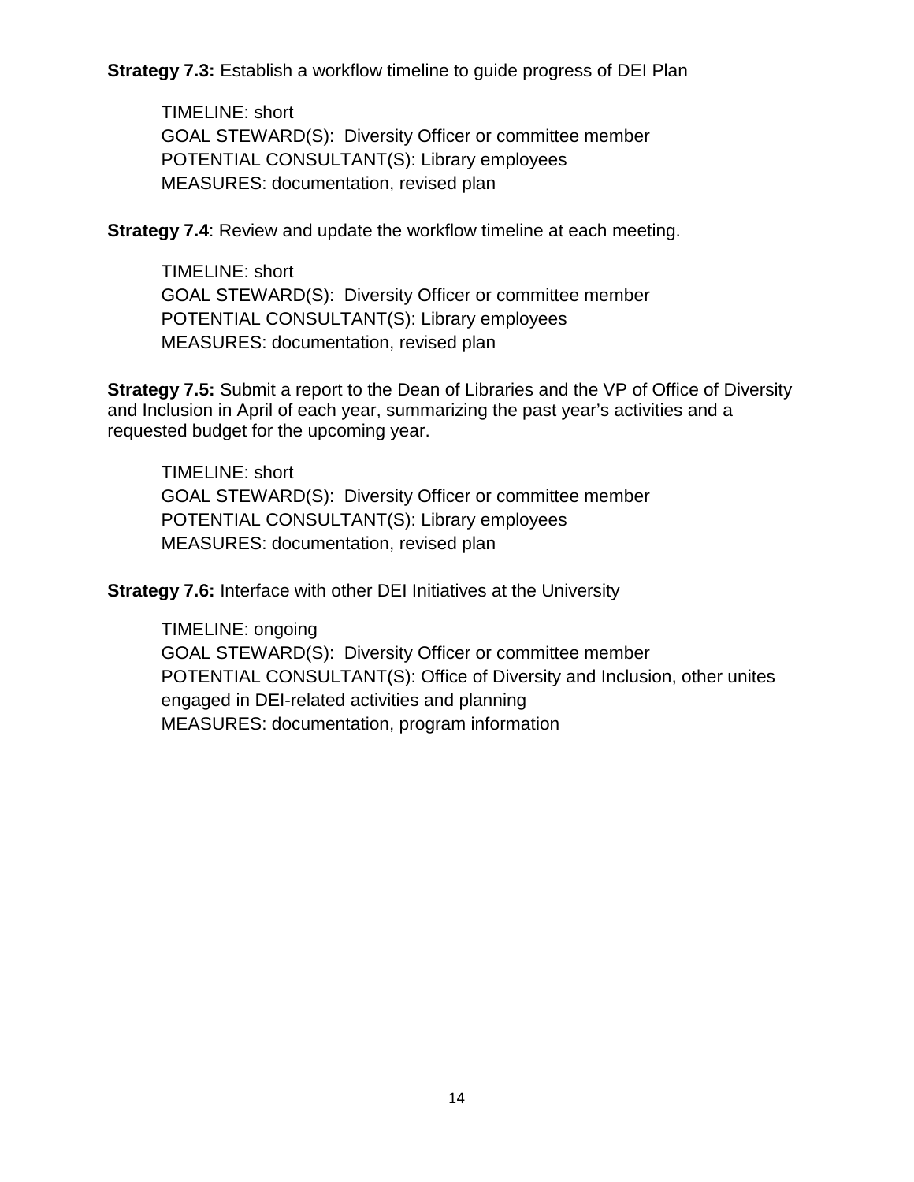**Strategy 7.3:** Establish a workflow timeline to guide progress of DEI Plan

TIMELINE: short
GOAL STEWARD(S): Diversity Officer or committee member
POTENTIAL CONSULTANT(S): Library employees
MEASURES: documentation, revised plan

**Strategy 7.4**: Review and update the workflow timeline at each meeting.

TIMELINE: short
GOAL STEWARD(S): Diversity Officer or committee member
POTENTIAL CONSULTANT(S): Library employees
MEASURES: documentation, revised plan

**Strategy 7.5:** Submit a report to the Dean of Libraries and the VP of Office of Diversity and Inclusion in April of each year, summarizing the past year's activities and a requested budget for the upcoming year.

TIMELINE: short
GOAL STEWARD(S): Diversity Officer or committee member
POTENTIAL CONSULTANT(S): Library employees
MEASURES: documentation, revised plan

**Strategy 7.6:** Interface with other DEI Initiatives at the University

TIMELINE: ongoing
GOAL STEWARD(S): Diversity Officer or committee member
POTENTIAL CONSULTANT(S): Office of Diversity and Inclusion, other unites engaged in DEI-related activities and planning
MEASURES: documentation, program information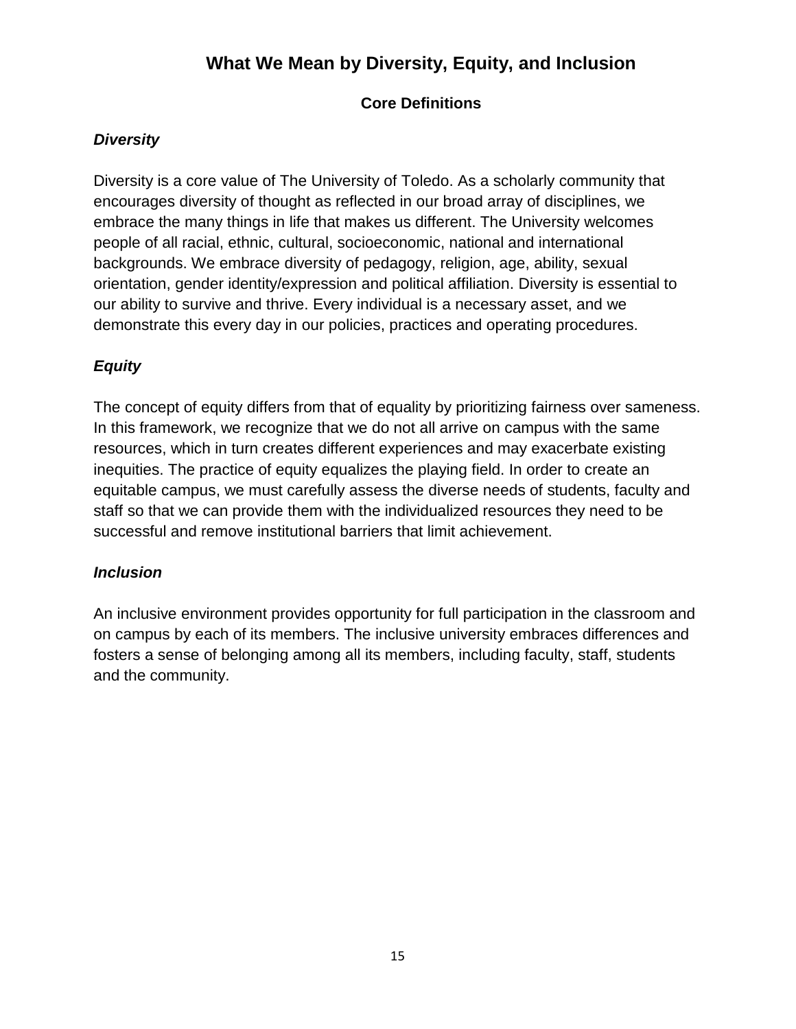# What We Mean by Diversity, Equity, and Inclusion

## Core Definitions

### *Diversity*

Diversity is a core value of The University of Toledo. As a scholarly community that encourages diversity of thought as reflected in our broad array of disciplines, we embrace the many things in life that makes us different. The University welcomes people of all racial, ethnic, cultural, socioeconomic, national and international backgrounds. We embrace diversity of pedagogy, religion, age, ability, sexual orientation, gender identity/expression and political affiliation. Diversity is essential to our ability to survive and thrive. Every individual is a necessary asset, and we demonstrate this every day in our policies, practices and operating procedures.

### *Equity*

The concept of equity differs from that of equality by prioritizing fairness over sameness. In this framework, we recognize that we do not all arrive on campus with the same resources, which in turn creates different experiences and may exacerbate existing inequities. The practice of equity equalizes the playing field. In order to create an equitable campus, we must carefully assess the diverse needs of students, faculty and staff so that we can provide them with the individualized resources they need to be successful and remove institutional barriers that limit achievement.

### *Inclusion*

An inclusive environment provides opportunity for full participation in the classroom and on campus by each of its members. The inclusive university embraces differences and fosters a sense of belonging among all its members, including faculty, staff, students and the community.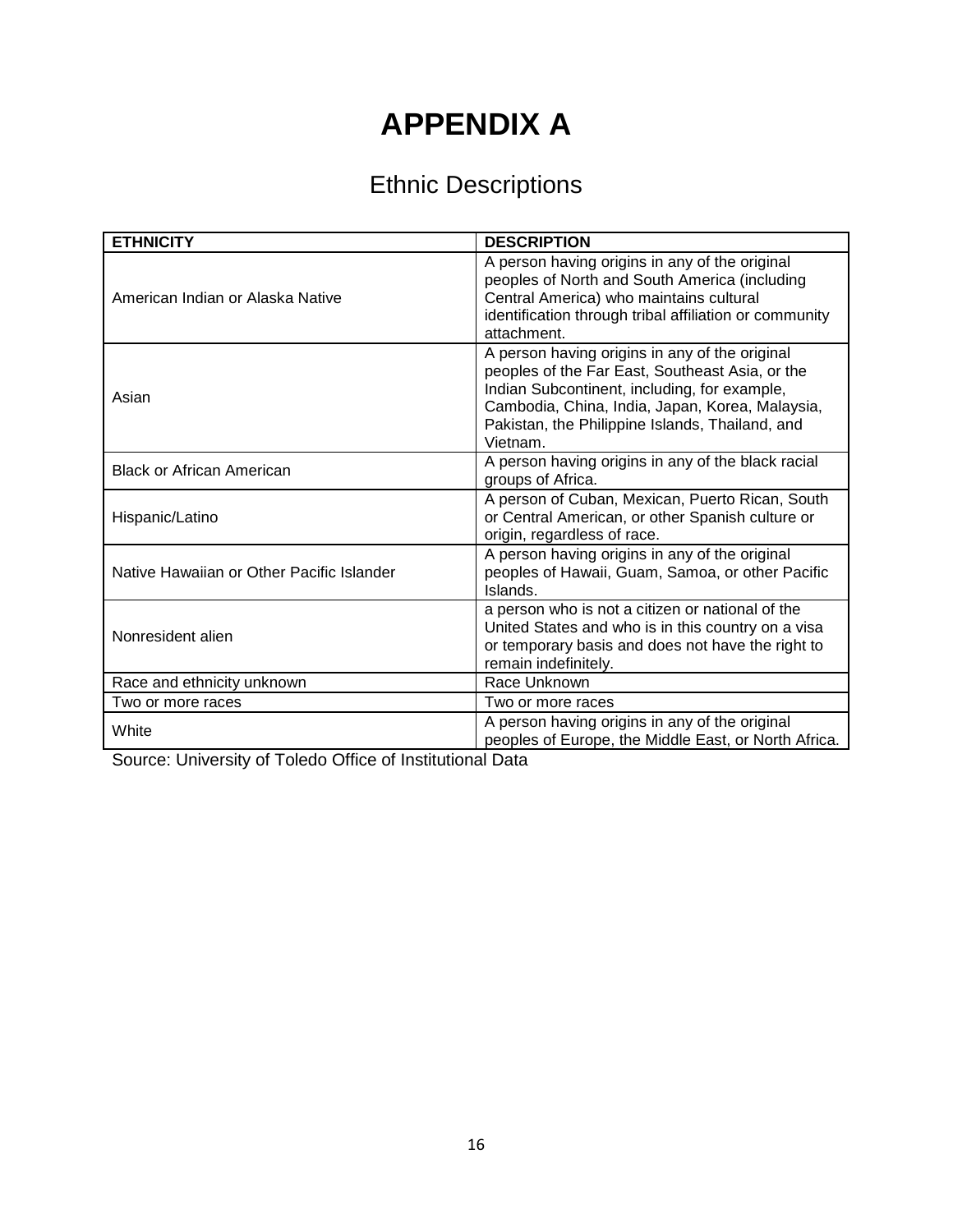# APPENDIX A

## Ethnic Descriptions

| ETHNICITY | DESCRIPTION |
|---|---|
| American Indian or Alaska Native | A person having origins in any of the original peoples of North and South America (including Central America) who maintains cultural identification through tribal affiliation or community attachment. |
| Asian | A person having origins in any of the original peoples of the Far East, Southeast Asia, or the Indian Subcontinent, including, for example, Cambodia, China, India, Japan, Korea, Malaysia, Pakistan, the Philippine Islands, Thailand, and Vietnam. |
| Black or African American | A person having origins in any of the black racial groups of Africa. |
| Hispanic/Latino | A person of Cuban, Mexican, Puerto Rican, South or Central American, or other Spanish culture or origin, regardless of race. |
| Native Hawaiian or Other Pacific Islander | A person having origins in any of the original peoples of Hawaii, Guam, Samoa, or other Pacific Islands. |
| Nonresident alien | a person who is not a citizen or national of the United States and who is in this country on a visa or temporary basis and does not have the right to remain indefinitely. |
| Race and ethnicity unknown | Race Unknown |
| Two or more races | Two or more races |
| White | A person having origins in any of the original peoples of Europe, the Middle East, or North Africa. |

Source: University of Toledo Office of Institutional Data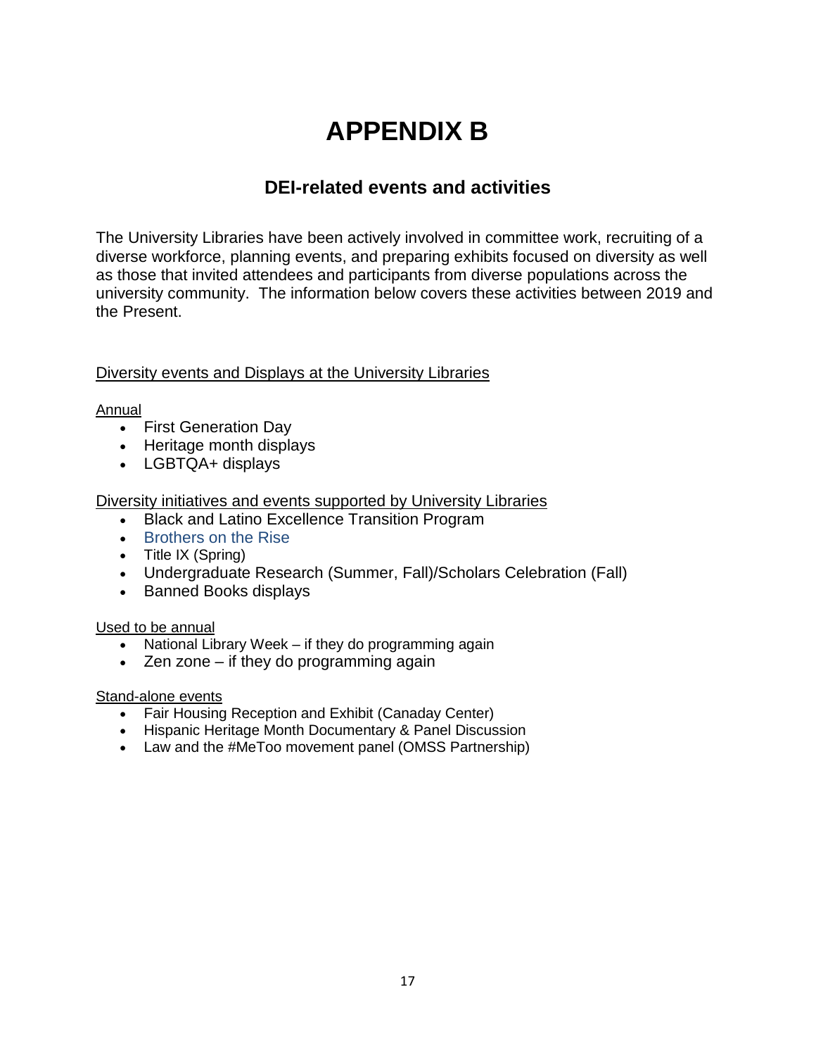# APPENDIX B

## DEI-related events and activities

The University Libraries have been actively involved in committee work, recruiting of a diverse workforce, planning events, and preparing exhibits focused on diversity as well as those that invited attendees and participants from diverse populations across the university community. The information below covers these activities between 2019 and the Present.

Diversity events and Displays at the University Libraries

Annual

- First Generation Day
- Heritage month displays
- LGBTQA+ displays

Diversity initiatives and events supported by University Libraries

- Black and Latino Excellence Transition Program
- Brothers on the Rise
- Title IX (Spring)
- Undergraduate Research (Summer, Fall)/Scholars Celebration (Fall)
- Banned Books displays

Used to be annual

- National Library Week – if they do programming again
- Zen zone – if they do programming again

Stand-alone events

- Fair Housing Reception and Exhibit (Canaday Center)
- Hispanic Heritage Month Documentary & Panel Discussion
- Law and the #MeToo movement panel (OMSS Partnership)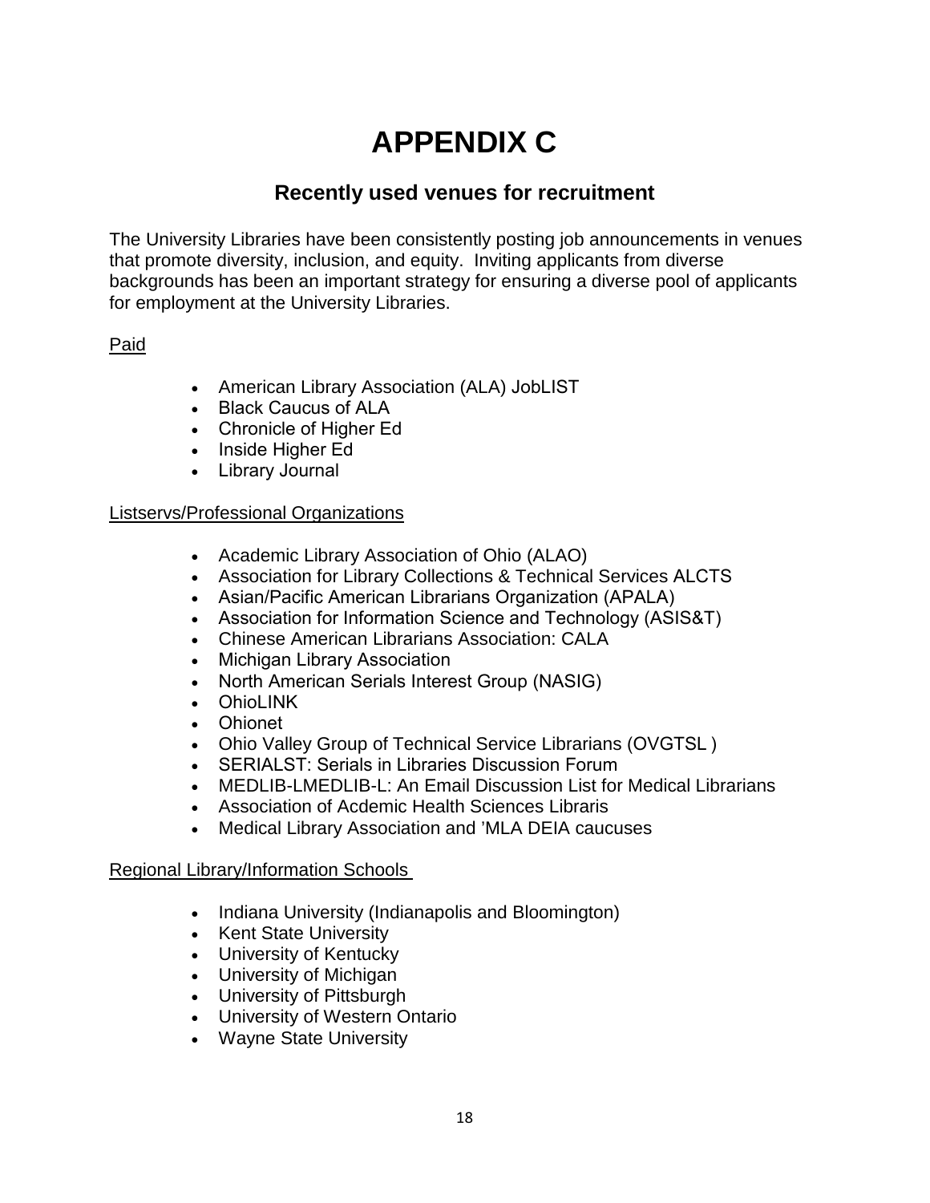# APPENDIX C

## Recently used venues for recruitment

The University Libraries have been consistently posting job announcements in venues that promote diversity, inclusion, and equity. Inviting applicants from diverse backgrounds has been an important strategy for ensuring a diverse pool of applicants for employment at the University Libraries.

<u>Paid</u>

- American Library Association (ALA) JobLIST
- Black Caucus of ALA
- Chronicle of Higher Ed
- Inside Higher Ed
- Library Journal

<u>Listservs/Professional Organizations</u>

- Academic Library Association of Ohio (ALAO)
- Association for Library Collections & Technical Services ALCTS
- Asian/Pacific American Librarians Organization (APALA)
- Association for Information Science and Technology (ASIS&T)
- Chinese American Librarians Association: CALA
- Michigan Library Association
- North American Serials Interest Group (NASIG)
- OhioLINK
- Ohionet
- Ohio Valley Group of Technical Service Librarians (OVGTSL )
- SERIALST: Serials in Libraries Discussion Forum
- MEDLIB-LMEDLIB-L: An Email Discussion List for Medical Librarians
- Association of Acdemic Health Sciences Libraris
- Medical Library Association and 'MLA DEIA caucuses

<u>Regional Library/Information Schools</u>

- Indiana University (Indianapolis and Bloomington)
- Kent State University
- University of Kentucky
- University of Michigan
- University of Pittsburgh
- University of Western Ontario
- Wayne State University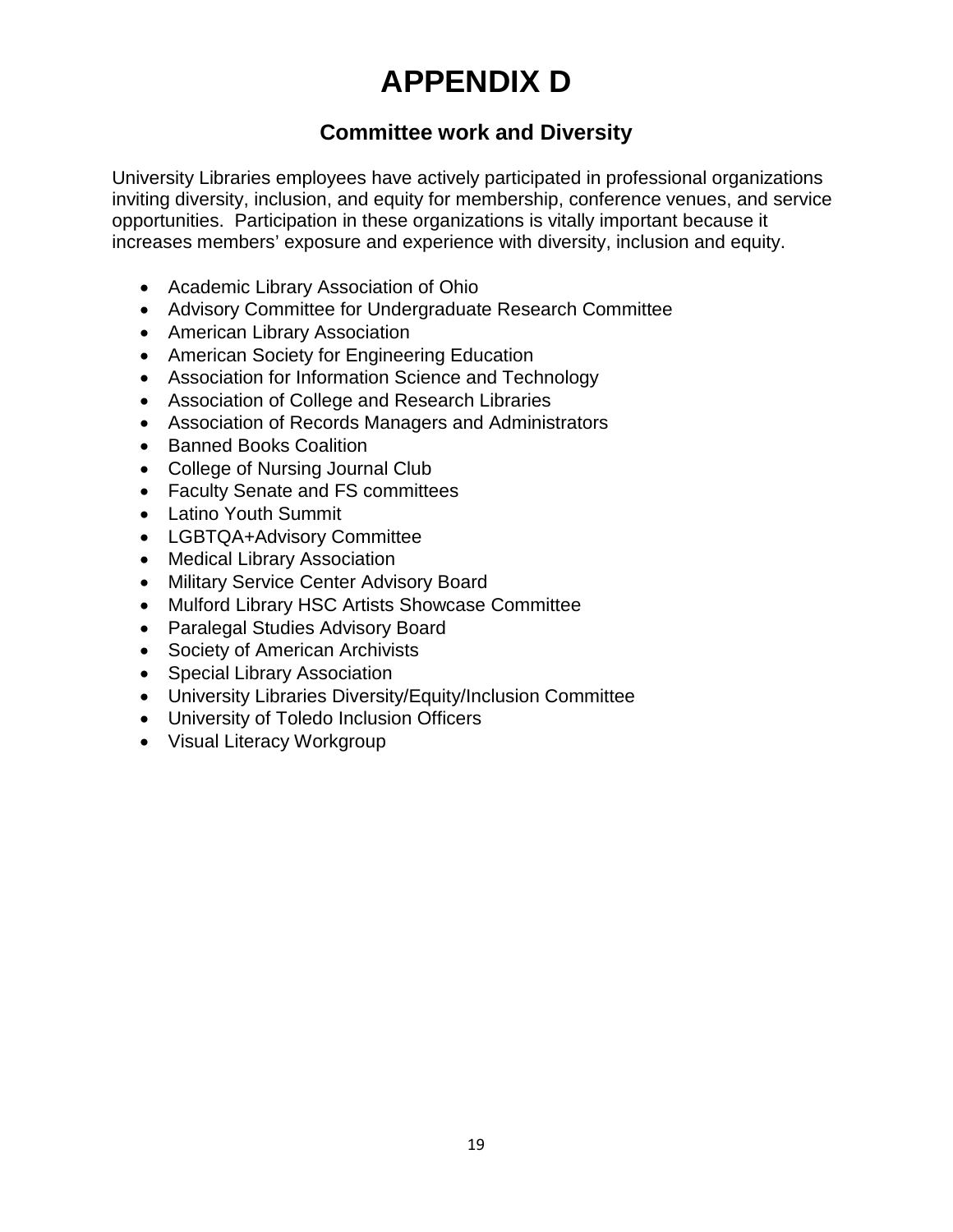# APPENDIX D

## Committee work and Diversity

University Libraries employees have actively participated in professional organizations inviting diversity, inclusion, and equity for membership, conference venues, and service opportunities. Participation in these organizations is vitally important because it increases members' exposure and experience with diversity, inclusion and equity.

- Academic Library Association of Ohio
- Advisory Committee for Undergraduate Research Committee
- American Library Association
- American Society for Engineering Education
- Association for Information Science and Technology
- Association of College and Research Libraries
- Association of Records Managers and Administrators
- Banned Books Coalition
- College of Nursing Journal Club
- Faculty Senate and FS committees
- Latino Youth Summit
- LGBTQA+Advisory Committee
- Medical Library Association
- Military Service Center Advisory Board
- Mulford Library HSC Artists Showcase Committee
- Paralegal Studies Advisory Board
- Society of American Archivists
- Special Library Association
- University Libraries Diversity/Equity/Inclusion Committee
- University of Toledo Inclusion Officers
- Visual Literacy Workgroup